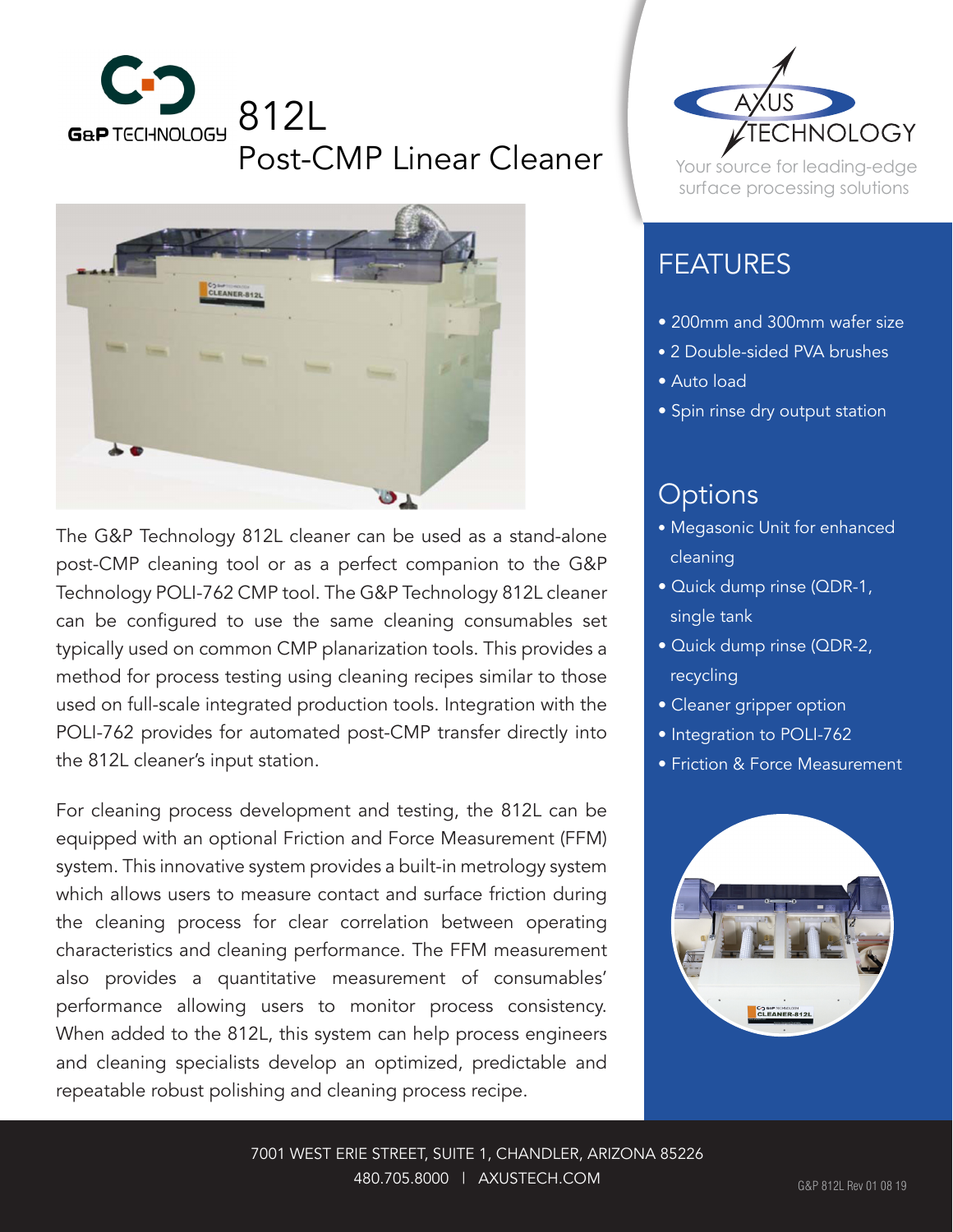G&P TECHNOLOGY

# 812L
## Post-CMP Linear Cleaner

AXUS TECHNOLOGY

Your source for leading-edge surface processing solutions

The G&P Technology 812L cleaner can be used as a stand-alone post-CMP cleaning tool or as a perfect companion to the G&P Technology POLI-762 CMP tool. The G&P Technology 812L cleaner can be configured to use the same cleaning consumables set typically used on common CMP planarization tools. This provides a method for process testing using cleaning recipes similar to those used on full-scale integrated production tools. Integration with the POLI-762 provides for automated post-CMP transfer directly into the 812L cleaner's input station.

For cleaning process development and testing, the 812L can be equipped with an optional Friction and Force Measurement (FFM) system. This innovative system provides a built-in metrology system which allows users to measure contact and surface friction during the cleaning process for clear correlation between operating characteristics and cleaning performance. The FFM measurement also provides a quantitative measurement of consumables' performance allowing users to monitor process consistency. When added to the 812L, this system can help process engineers and cleaning specialists develop an optimized, predictable and repeatable robust polishing and cleaning process recipe.

## FEATURES

- 200mm and 300mm wafer size
- 2 Double-sided PVA brushes
- Auto load
- Spin rinse dry output station

## Options

- Megasonic Unit for enhanced cleaning
- Quick dump rinse (QDR-1, single tank
- Quick dump rinse (QDR-2, recycling
- Cleaner gripper option
- Integration to POLI-762
- Friction & Force Measurement

7001 WEST ERIE STREET, SUITE 1, CHANDLER, ARIZONA 85226
480.705.8000 | AXUSTECH.COM

G&P 812L Rev 01 08 19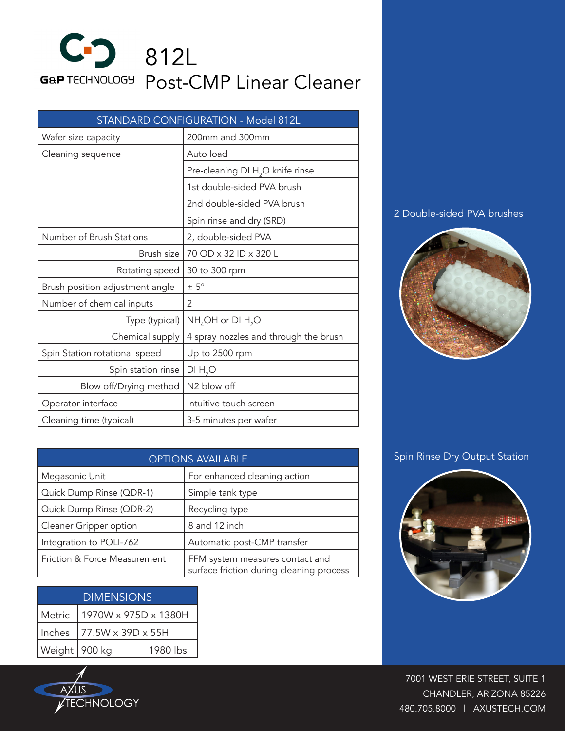# 812L Post-CMP Linear Cleaner

G&P TECHNOLOGY

| STANDARD CONFIGURATION - Model 812L | |
|---|---|
| Wafer size capacity | 200mm and 300mm |
| Cleaning sequence | Auto load |
| | Pre-cleaning DI $H_2O$ knife rinse |
| | 1st double-sided PVA brush |
| | 2nd double-sided PVA brush |
| | Spin rinse and dry (SRD) |
| Number of Brush Stations | 2, double-sided PVA |
| Brush size | 70 OD x 32 ID x 320 L |
| Rotating speed | 30 to 300 rpm |
| Brush position adjustment angle | ± 5° |
| Number of chemical inputs | 2 |
| Type (typical) | $NH_4OH$ or DI $H_2O$ |
| Chemical supply | 4 spray nozzles and through the brush |
| Spin Station rotational speed | Up to 2500 rpm |
| Spin station rinse | DI $H_2O$ |
| Blow off/Drying method | N2 blow off |
| Operator interface | Intuitive touch screen |
| Cleaning time (typical) | 3-5 minutes per wafer |

| OPTIONS AVAILABLE | |
|---|---|
| Megasonic Unit | For enhanced cleaning action |
| Quick Dump Rinse (QDR-1) | Simple tank type |
| Quick Dump Rinse (QDR-2) | Recycling type |
| Cleaner Gripper option | 8 and 12 inch |
| Integration to POLI-762 | Automatic post-CMP transfer |
| Friction & Force Measurement | FFM system measures contact and surface friction during cleaning process |

| DIMENSIONS | | |
|---|---|---|
| Metric | 1970W x 975D x 1380H | |
| Inches | 77.5W x 39D x 55H | |
| Weight | 900 kg | 1980 lbs |

2 Double-sided PVA brushes

Spin Rinse Dry Output Station

AXUS TECHNOLOGY

7001 WEST ERIE STREET, SUITE 1
CHANDLER, ARIZONA 85226
480.705.8000 | AXUSTECH.COM